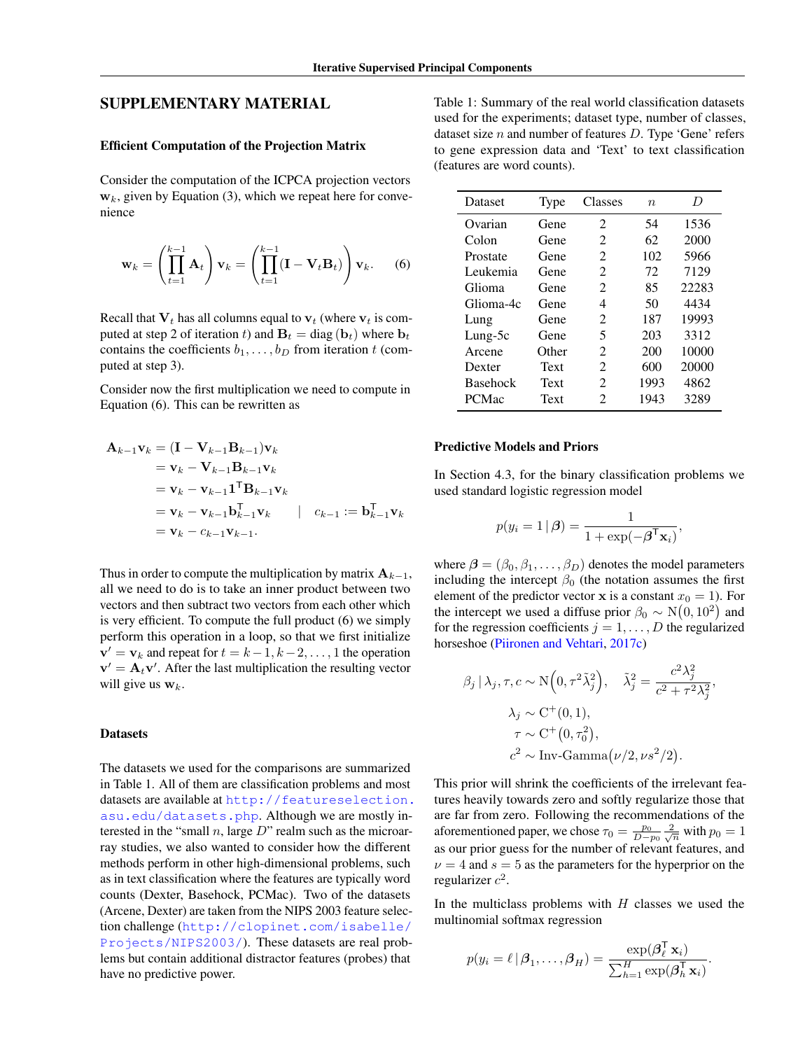## SUPPLEMENTARY MATERIAL

### Efficient Computation of the Projection Matrix

Consider the computation of the ICPCA projection vectors $\mathbf{w}_k$, given by Equation (3), which we repeat here for convenience

$$\mathbf{w}_k = \left( \prod_{t=1}^{k-1} \mathbf{A}_t \right) \mathbf{v}_k = \left( \prod_{t=1}^{k-1} (\mathbf{I} - \mathbf{V}_t \mathbf{B}_t) \right) \mathbf{v}_k. \qquad (6)$$

Recall that $\mathbf{V}_t$ has all columns equal to $\mathbf{v}_t$ (where $\mathbf{v}_t$ is computed at step 2 of iteration $t$) and $\mathbf{B}_t = \text{diag}(\mathbf{b}_t)$ where $\mathbf{b}_t$ contains the coefficients $b_1, \dots, b_D$ from iteration $t$ (computed at step 3).

Consider now the first multiplication we need to compute in Equation (6). This can be rewritten as

$$\begin{aligned}
\mathbf{A}_{k-1}\mathbf{v}_k &= (\mathbf{I} - \mathbf{V}_{k-1}\mathbf{B}_{k-1})\mathbf{v}_k \\
&= \mathbf{v}_k - \mathbf{V}_{k-1}\mathbf{B}_{k-1}\mathbf{v}_k \\
&= \mathbf{v}_k - \mathbf{v}_{k-1}\mathbf{1}^\mathsf{T}\mathbf{B}_{k-1}\mathbf{v}_k \\
&= \mathbf{v}_k - \mathbf{v}_{k-1}\mathbf{b}_{k-1}^\mathsf{T}\mathbf{v}_k \qquad \Big| \quad c_{k-1} := \mathbf{b}_{k-1}^\mathsf{T}\mathbf{v}_k \\
&= \mathbf{v}_k - c_{k-1}\mathbf{v}_{k-1}.
\end{aligned}$$

Thus in order to compute the multiplication by matrix $\mathbf{A}_{k-1}$, all we need to do is to take an inner product between two vectors and then subtract two vectors from each other which is very efficient. To compute the full product (6) we simply perform this operation in a loop, so that we first initialize $\mathbf{v}' = \mathbf{v}_k$ and repeat for $t = k-1, k-2, \dots, 1$ the operation $\mathbf{v}' = \mathbf{A}_t\mathbf{v}'$. After the last multiplication the resulting vector will give us $\mathbf{w}_k$.

### Datasets

The datasets we used for the comparisons are summarized in Table 1. All of them are classification problems and most datasets are available at http://featureselection.asu.edu/datasets.php. Although we are mostly interested in the "small $n$, large $D$" realm such as the microarray studies, we also wanted to consider how the different methods perform in other high-dimensional problems, such as in text classification where the features are typically word counts (Dexter, Basehock, PCMac). Two of the datasets (Arcene, Dexter) are taken from the NIPS 2003 feature selection challenge (http://clopinet.com/isabelle/Projects/NIPS2003/). These datasets are real problems but contain additional distractor features (probes) that have no predictive power.

Table 1: Summary of the real world classification datasets used for the experiments; dataset type, number of classes, dataset size $n$ and number of features $D$. Type 'Gene' refers to gene expression data and 'Text' to text classification (features are word counts).

| Dataset | Type | Classes | $n$ | $D$ |
|---|---|---|---|---|
| Ovarian | Gene | 2 | 54 | 1536 |
| Colon | Gene | 2 | 62 | 2000 |
| Prostate | Gene | 2 | 102 | 5966 |
| Leukemia | Gene | 2 | 72 | 7129 |
| Glioma | Gene | 2 | 85 | 22283 |
| Glioma-4c | Gene | 4 | 50 | 4434 |
| Lung | Gene | 2 | 187 | 19993 |
| Lung-5c | Gene | 5 | 203 | 3312 |
| Arcene | Other | 2 | 200 | 10000 |
| Dexter | Text | 2 | 600 | 20000 |
| Basehock | Text | 2 | 1993 | 4862 |
| PCMac | Text | 2 | 1943 | 3289 |

### Predictive Models and Priors

In Section 4.3, for the binary classification problems we used standard logistic regression model

$$p(y_i = 1 \,|\, \boldsymbol{\beta}) = \frac{1}{1 + \exp(-\boldsymbol{\beta}^\mathsf{T}\mathbf{x}_i)},$$

where $\boldsymbol{\beta} = (\beta_0, \beta_1, \dots, \beta_D)$ denotes the model parameters including the intercept $\beta_0$ (the notation assumes the first element of the predictor vector $\mathbf{x}$ is a constant $x_0 = 1$). For the intercept we used a diffuse prior $\beta_0 \sim \mathrm{N}(0, 10^2)$ and for the regression coefficients $j = 1, \dots, D$ the regularized horseshoe (Piironen and Vehtari, 2017c)

$$\begin{aligned}
\beta_j \,|\, \lambda_j, \tau, c &\sim \mathrm{N}\left(0, \tau^2\tilde{\lambda}_j^2\right), \quad \tilde{\lambda}_j^2 = \frac{c^2\lambda_j^2}{c^2 + \tau^2\lambda_j^2}, \\
\lambda_j &\sim \mathrm{C}^+(0, 1), \\
\tau &\sim \mathrm{C}^+\left(0, \tau_0^2\right), \\
c^2 &\sim \text{Inv-Gamma}\left(\nu/2, \nu s^2/2\right).
\end{aligned}$$

This prior will shrink the coefficients of the irrelevant features heavily towards zero and softly regularize those that are far from zero. Following the recommendations of the aforementioned paper, we chose $\tau_0 = \frac{p_0}{D - p_0}\frac{2}{\sqrt{n}}$ with $p_0 = 1$ as our prior guess for the number of relevant features, and $\nu = 4$ and $s = 5$ as the parameters for the hyperprior on the regularizer $c^2$.

In the multiclass problems with $H$ classes we used the multinomial softmax regression

$$p(y_i = \ell \,|\, \boldsymbol{\beta}_1, \dots, \boldsymbol{\beta}_H) = \frac{\exp(\boldsymbol{\beta}_\ell^\mathsf{T}\mathbf{x}_i)}{\sum_{h=1}^{H}\exp(\boldsymbol{\beta}_h^\mathsf{T}\mathbf{x}_i)}.$$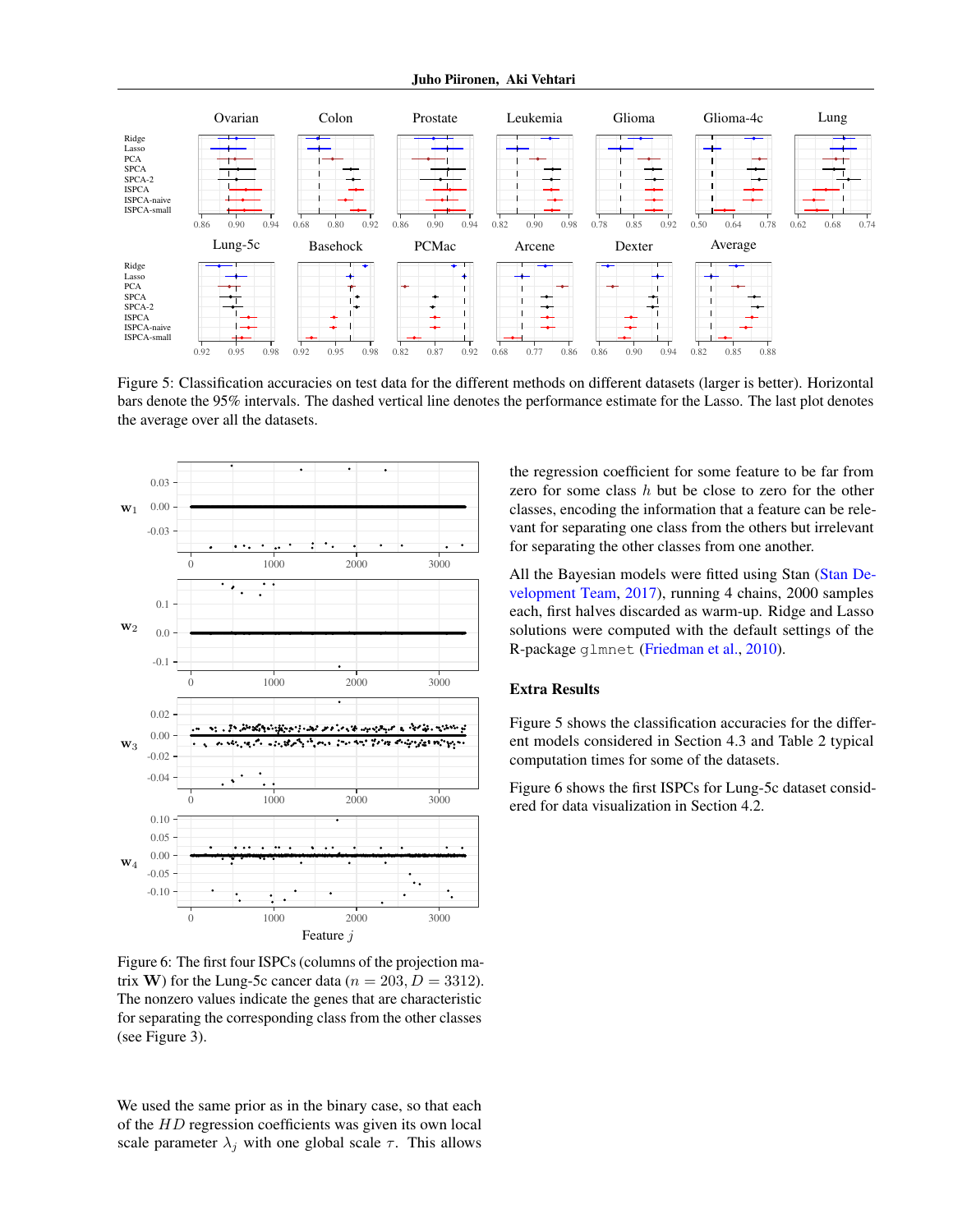Figure 5: Classification accuracies on test data for the different methods on different datasets (larger is better). Horizontal bars denote the 95% intervals. The dashed vertical line denotes the performance estimate for the Lasso. The last plot denotes the average over all the datasets.

Figure 6: The first four ISPCs (columns of the projection matrix $\mathbf{W}$) for the Lung-5c cancer data ($n = 203$, $D = 3312$). The nonzero values indicate the genes that are characteristic for separating the corresponding class from the other classes (see Figure 3).

We used the same prior as in the binary case, so that each of the $HD$ regression coefficients was given its own local scale parameter $\lambda_j$ with one global scale $\tau$. This allows the regression coefficient for some feature to be far from zero for some class $h$ but be close to zero for the other classes, encoding the information that a feature can be relevant for separating one class from the others but irrelevant for separating the other classes from one another.

All the Bayesian models were fitted using Stan (Stan Development Team, 2017), running 4 chains, 2000 samples each, first halves discarded as warm-up. Ridge and Lasso solutions were computed with the default settings of the R-package `glmnet` (Friedman et al., 2010).

## Extra Results

Figure 5 shows the classification accuracies for the different models considered in Section 4.3 and Table 2 typical computation times for some of the datasets.

Figure 6 shows the first ISPCs for Lung-5c dataset considered for data visualization in Section 4.2.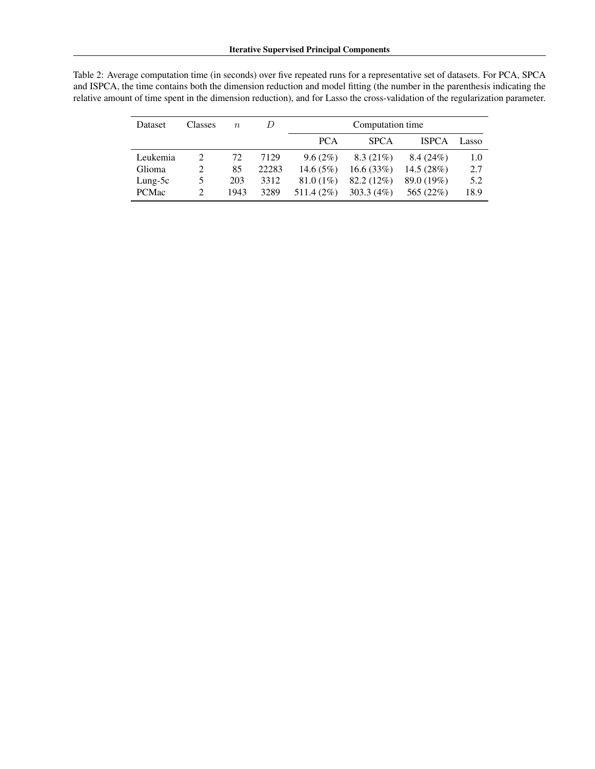Table 2: Average computation time (in seconds) over five repeated runs for a representative set of datasets. For PCA, SPCA and ISPCA, the time contains both the dimension reduction and model fitting (the number in the parenthesis indicating the relative amount of time spent in the dimension reduction), and for Lasso the cross-validation of the regularization parameter.

| Dataset | Classes | $n$ | $D$ | Computation time | | | |
|---|---|---|---|---|---|---|---|
| | | | | PCA | SPCA | ISPCA | Lasso |
| Leukemia | 2 | 72 | 7129 | 9.6 (2%) | 8.3 (21%) | 8.4 (24%) | 1.0 |
| Glioma | 2 | 85 | 22283 | 14.6 (5%) | 16.6 (33%) | 14.5 (28%) | 2.7 |
| Lung-5c | 5 | 203 | 3312 | 81.0 (1%) | 82.2 (12%) | 89.0 (19%) | 5.2 |
| PCMac | 2 | 1943 | 3289 | 511.4 (2%) | 303.3 (4%) | 565 (22%) | 18.9 |